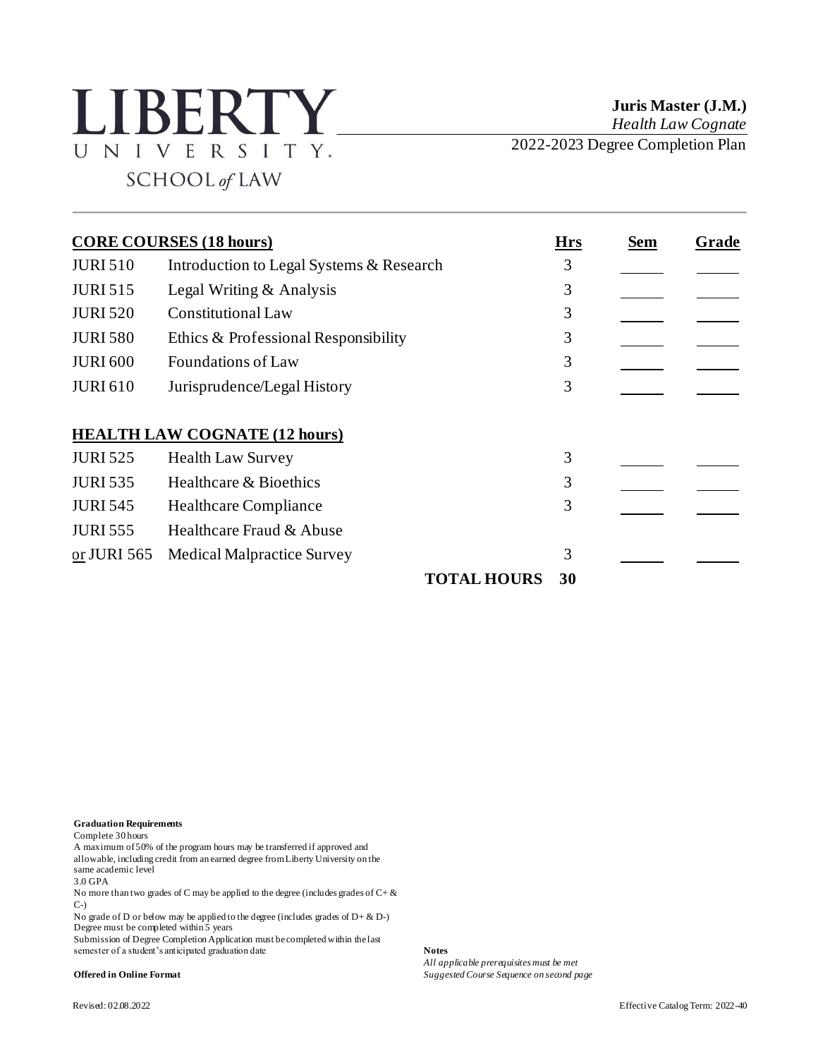# LIBERTY UNIVERSITY SCHOOL of LAW

**Juris Master (J.M.)**
*Health Law Cognate*
2022-2023 Degree Completion Plan

| **CORE COURSES (18 hours)** | | **Hrs** | **Sem** | **Grade** |
|---|---|---|---|---|
| JURI 510 | Introduction to Legal Systems & Research | 3 | | |
| JURI 515 | Legal Writing & Analysis | 3 | | |
| JURI 520 | Constitutional Law | 3 | | |
| JURI 580 | Ethics & Professional Responsibility | 3 | | |
| JURI 600 | Foundations of Law | 3 | | |
| JURI 610 | Jurisprudence/Legal History | 3 | | |
| **HEALTH LAW COGNATE (12 hours)** | | | | |
| JURI 525 | Health Law Survey | 3 | | |
| JURI 535 | Healthcare & Bioethics | 3 | | |
| JURI 545 | Healthcare Compliance | 3 | | |
| JURI 555 | Healthcare Fraud & Abuse | | | |
| or JURI 565 | Medical Malpractice Survey | 3 | | |
| | **TOTAL HOURS** | **30** | | |

**Graduation Requirements**
Complete 30 hours
A maximum of 50% of the program hours may be transferred if approved and allowable, including credit from an earned degree from Liberty University on the same academic level
3.0 GPA
No more than two grades of C may be applied to the degree (includes grades of C+ & C-)
No grade of D or below may be applied to the degree (includes grades of D+ & D-)
Degree must be completed within 5 years
Submission of Degree Completion Application must be completed within the last semester of a student's anticipated graduation date

**Offered in Online Format**

**Notes**
*All applicable prerequisites must be met*
*Suggested Course Sequence on second page*

Revised: 02.08.2022

Effective Catalog Term: 2022-40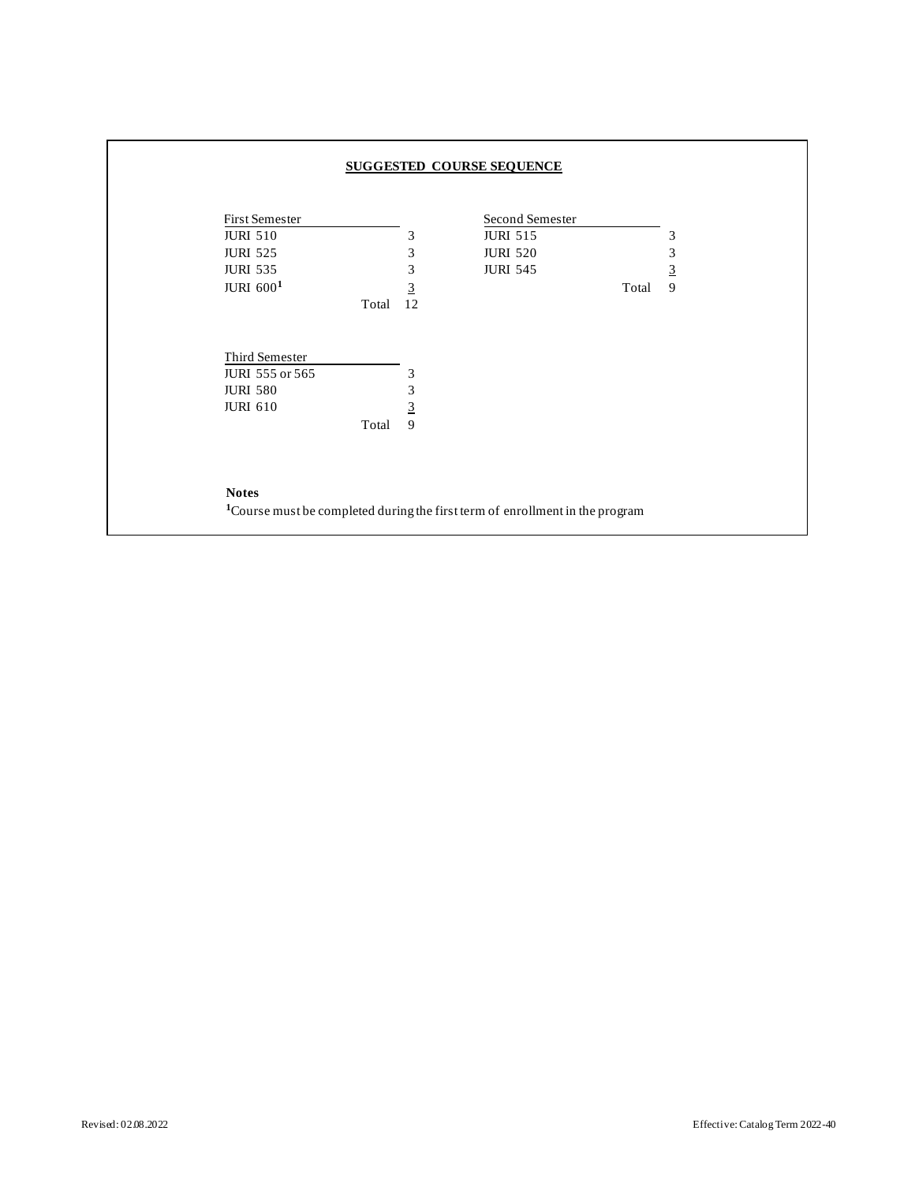## SUGGESTED COURSE SEQUENCE

| First Semester | | Second Semester | |
|---|---|---|---|
| JURI 510 | 3 | JURI 515 | 3 |
| JURI 525 | 3 | JURI 520 | 3 |
| JURI 535 | 3 | JURI 545 | 3 |
| JURI 600[1] | 3 | Total | 9 |
| Total | 12 | | |

| Third Semester | |
|---|---|
| JURI 555 or 565 | 3 |
| JURI 580 | 3 |
| JURI 610 | 3 |
| Total | 9 |

**Notes**

[1]Course must be completed during the first term of enrollment in the program

Revised: 02.08.2022

Effective: Catalog Term 2022-40